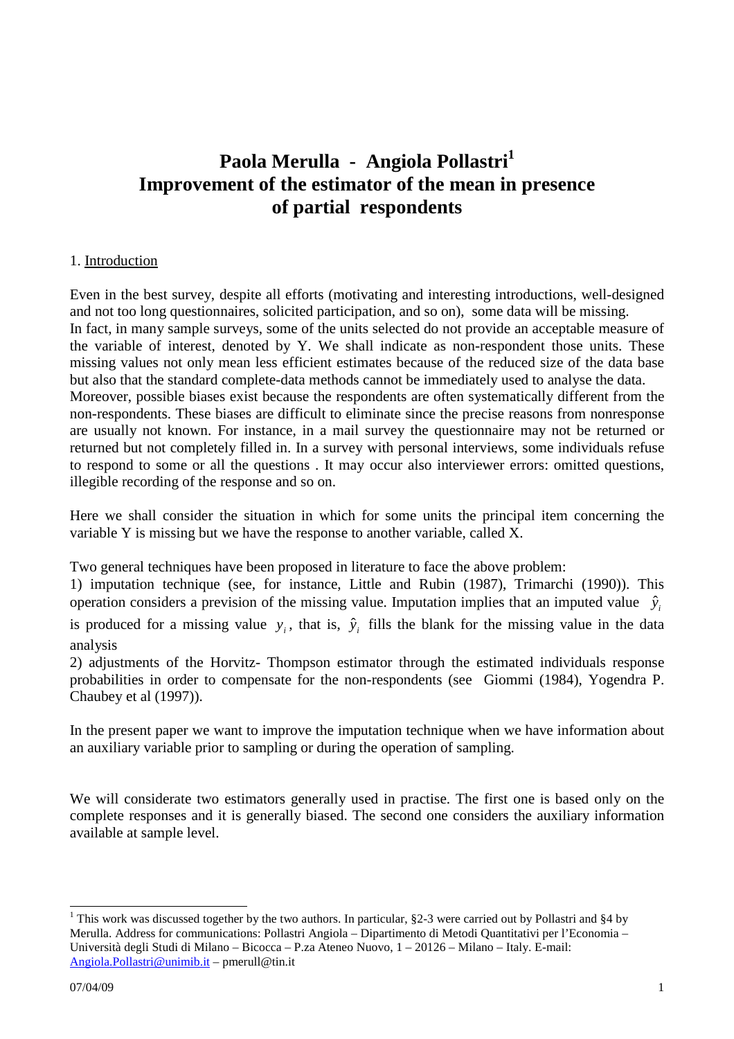# Paola Merulla - Angiola Pollastri[1]
# Improvement of the estimator of the mean in presence of partial respondents

1. Introduction

Even in the best survey, despite all efforts (motivating and interesting introductions, well-designed and not too long questionnaires, solicited participation, and so on), some data will be missing. In fact, in many sample surveys, some of the units selected do not provide an acceptable measure of the variable of interest, denoted by Y. We shall indicate as non-respondent those units. These missing values not only mean less efficient estimates because of the reduced size of the data base but also that the standard complete-data methods cannot be immediately used to analyse the data. Moreover, possible biases exist because the respondents are often systematically different from the non-respondents. These biases are difficult to eliminate since the precise reasons from nonresponse are usually not known. For instance, in a mail survey the questionnaire may not be returned or returned but not completely filled in. In a survey with personal interviews, some individuals refuse to respond to some or all the questions . It may occur also interviewer errors: omitted questions, illegible recording of the response and so on.

Here we shall consider the situation in which for some units the principal item concerning the variable Y is missing but we have the response to another variable, called X.

Two general techniques have been proposed in literature to face the above problem:
1) imputation technique (see, for instance, Little and Rubin (1987), Trimarchi (1990)). This operation considers a prevision of the missing value. Imputation implies that an imputed value $\hat{y}_i$ is produced for a missing value $y_i$, that is, $\hat{y}_i$ fills the blank for the missing value in the data analysis
2) adjustments of the Horvitz- Thompson estimator through the estimated individuals response probabilities in order to compensate for the non-respondents (see Giommi (1984), Yogendra P. Chaubey et al (1997)).

In the present paper we want to improve the imputation technique when we have information about an auxiliary variable prior to sampling or during the operation of sampling.

We will considerate two estimators generally used in practise. The first one is based only on the complete responses and it is generally biased. The second one considers the auxiliary information available at sample level.

[1] This work was discussed together by the two authors. In particular, §2-3 were carried out by Pollastri and §4 by Merulla. Address for communications: Pollastri Angiola – Dipartimento di Metodi Quantitativi per l'Economia – Università degli Studi di Milano – Bicocca – P.za Ateneo Nuovo, 1 – 20126 – Milano – Italy. E-mail: Angiola.Pollastri@unimib.it – pmerull@tin.it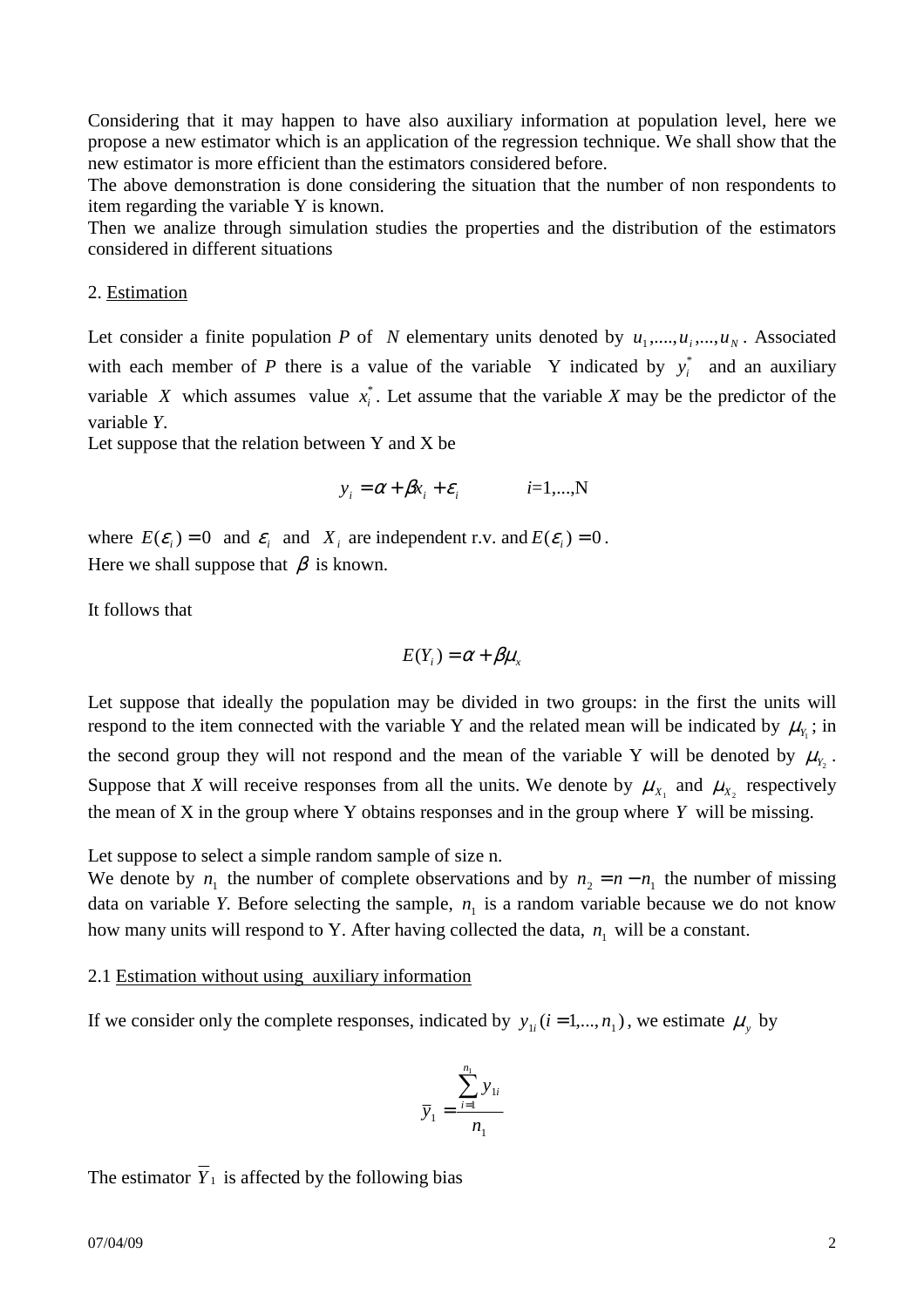Considering that it may happen to have also auxiliary information at population level, here we propose a new estimator which is an application of the regression technique. We shall show that the new estimator is more efficient than the estimators considered before.
The above demonstration is done considering the situation that the number of non respondents to item regarding the variable Y is known.
Then we analize through simulation studies the properties and the distribution of the estimators considered in different situations

## 2. Estimation

Let consider a finite population *P* of $N$ elementary units denoted by $u_1,....,u_i,...,u_N$. Associated with each member of *P* there is a value of the variable Y indicated by $y_i^*$ and an auxiliary variable $X$ which assumes value $x_i^*$. Let assume that the variable *X* may be the predictor of the variable *Y*.
Let suppose that the relation between Y and X be

$$y_i = \alpha + \beta x_i + \varepsilon_i \qquad i=1,...,\mathrm{N}$$

where $E(\varepsilon_i) = 0$ and $\varepsilon_i$ and $X_i$ are independent r.v. and $E(\varepsilon_i) = 0$.
Here we shall suppose that $\beta$ is known.

It follows that

$$E(Y_i) = \alpha + \beta\mu_x$$

Let suppose that ideally the population may be divided in two groups: in the first the units will respond to the item connected with the variable Y and the related mean will be indicated by $\mu_{Y_1}$; in the second group they will not respond and the mean of the variable Y will be denoted by $\mu_{Y_2}$. Suppose that *X* will receive responses from all the units. We denote by $\mu_{X_1}$ and $\mu_{X_2}$ respectively the mean of X in the group where Y obtains responses and in the group where $Y$ will be missing.

Let suppose to select a simple random sample of size n.
We denote by $n_1$ the number of complete observations and by $n_2 = n - n_1$ the number of missing data on variable *Y*. Before selecting the sample, $n_1$ is a random variable because we do not know how many units will respond to Y. After having collected the data, $n_1$ will be a constant.

### 2.1 Estimation without using auxiliary information

If we consider only the complete responses, indicated by $y_{1i}\,(i = 1,...,n_1)$, we estimate $\mu_y$ by

$$\bar{y}_1 = \frac{\sum_{i=1}^{n_1} y_{1i}}{n_1}$$

The estimator $\overline{Y}_1$ is affected by the following bias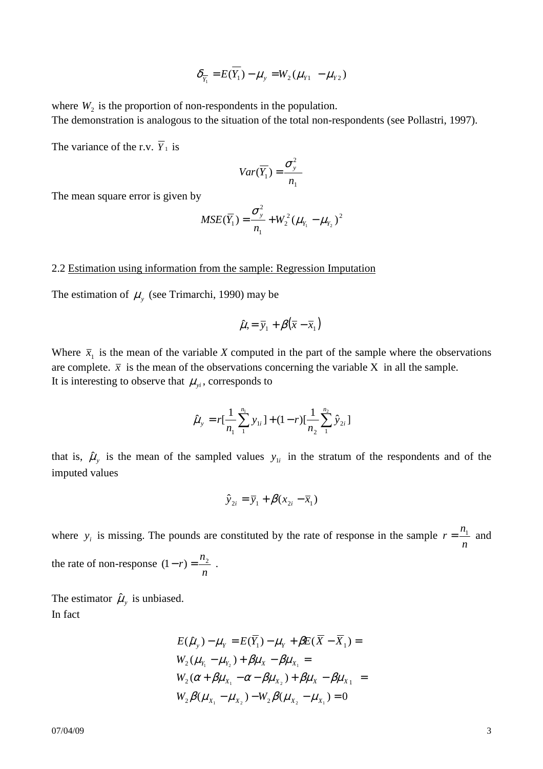$$\delta_{\overline{Y}_1} = E(\overline{Y}_1) - \mu_y = W_2(\mu_{Y1} - \mu_{Y2})$$

where $W_2$ is the proportion of non-respondents in the population.
The demonstration is analogous to the situation of the total non-respondents (see Pollastri, 1997).

The variance of the r.v. $\overline{Y}_1$ is

$$Var(\overline{Y}_1) = \frac{\sigma_y^2}{n_1}$$

The mean square error is given by

$$MSE(\overline{Y}_1) = \frac{\sigma_y^2}{n_1} + W_2^2(\mu_{Y_1} - \mu_{Y_2})^2$$

2.2 Estimation using information from the sample: Regression Imputation

The estimation of $\mu_y$ (see Trimarchi, 1990) may be

$$\hat{\mu}, = \overline{y}_1 + \beta(\overline{x} - \overline{x}_1)$$

Where $\overline{x}_1$ is the mean of the variable *X* computed in the part of the sample where the observations are complete. $\overline{x}$ is the mean of the observations concerning the variable X in all the sample.
It is interesting to observe that $\mu_{yi}$, corresponds to

$$\hat{\mu}_y = r[\frac{1}{n_1}\sum_1^{n_1} y_{1i}] + (1-r)[\frac{1}{n_2}\sum_1^{n_2} \hat{y}_{2i}]$$

that is, $\hat{\mu}_y$ is the mean of the sampled values $y_{1i}$ in the stratum of the respondents and of the imputed values

$$\hat{y}_{2i} = \overline{y}_1 + \beta(x_{2i} - \overline{x}_1)$$

where $y_i$ is missing. The pounds are constituted by the rate of response in the sample $r = \frac{n_1}{n}$ and the rate of non-response $(1-r) = \frac{n_2}{n}$ .

The estimator $\hat{\mu}_y$ is unbiased.
In fact

$$\begin{aligned}
&E(\hat{\mu}_y) - \mu_Y = E(\overline{Y}_1) - \mu_Y + \beta E(\overline{X} - \overline{X}_1) = \\
&W_2(\mu_{Y_1} - \mu_{Y_2}) + \beta\mu_X - \beta\mu_{X_1} = \\
&W_2(\alpha + \beta\mu_{X_1} - \alpha - \beta\mu_{X_2}) + \beta\mu_X - \beta\mu_{X1} = \\
&W_2\beta(\mu_{X_1} - \mu_{X_2}) - W_2\beta(\mu_{X_2} - \mu_{X_1}) = 0
\end{aligned}$$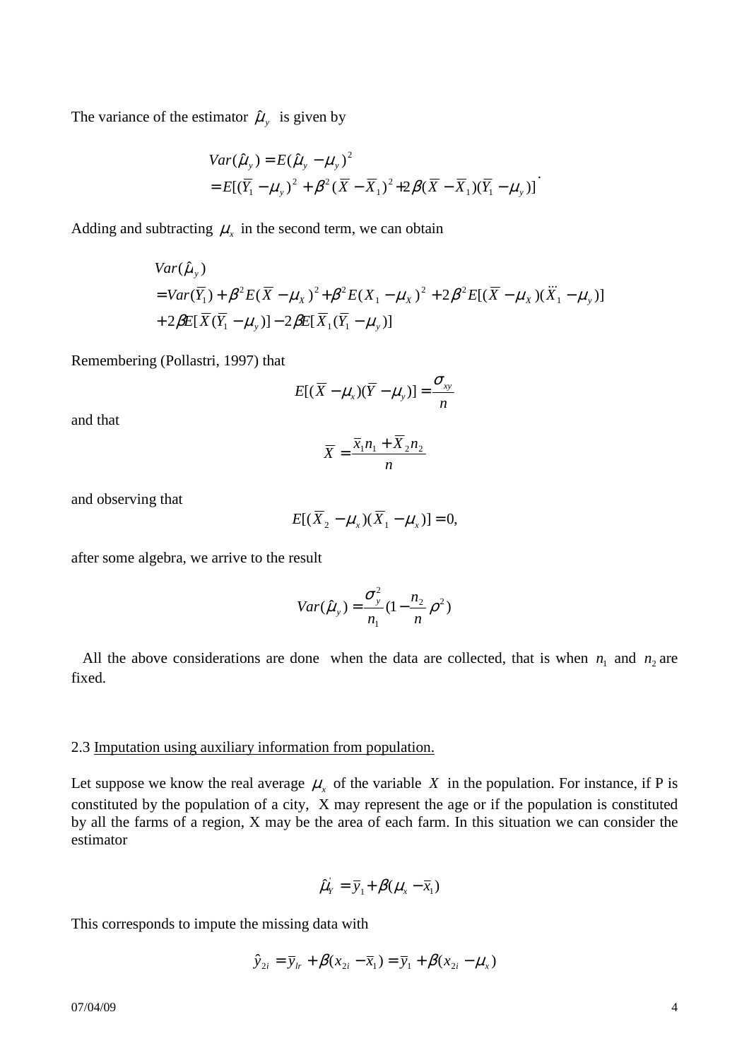The variance of the estimator $\hat{\mu}_y$ is given by

$$
\begin{aligned}
Var(\hat{\mu}_y) &= E(\hat{\mu}_y - \mu_y)^2 \\
&= E[(\overline{Y}_1 - \mu_y)^2 + \beta^2(\overline{X} - \overline{X}_1)^2 + 2\beta(\overline{X} - \overline{X}_1)(\overline{Y}_1 - \mu_y)]
\end{aligned}
.
$$

Adding and subtracting $\mu_x$ in the second term, we can obtain

$$
\begin{aligned}
&Var(\hat{\mu}_y) \\
&= Var(\overline{Y}_1) + \beta^2 E(\overline{X} - \mu_X)^2 + \beta^2 E(X_1 - \mu_X)^2 + 2\beta^2 E[(\overline{X} - \mu_X)(\ddot{X}_1 - \mu_y)] \\
&+ 2\beta E[\overline{X}(\overline{Y}_1 - \mu_y)] - 2\beta E[\overline{X}_1(\overline{Y}_1 - \mu_y)]
\end{aligned}
$$

Remembering (Pollastri, 1997) that

$$
E[(\overline{X} - \mu_x)(\overline{Y} - \mu_y)] = \frac{\sigma_{xy}}{n}
$$

and that

$$
\overline{X} = \frac{\overline{x}_1 n_1 + \overline{X}_2 n_2}{n}
$$

and observing that

$$
E[(\overline{X}_2 - \mu_x)(\overline{X}_1 - \mu_x)] = 0,
$$

after some algebra, we arrive to the result

$$
Var(\hat{\mu}_y) = \frac{\sigma_y^2}{n_1}(1 - \frac{n_2}{n}\rho^2)
$$

All the above considerations are done when the data are collected, that is when $n_1$ and $n_2$ are fixed.

## 2.3 Imputation using auxiliary information from population.

Let suppose we know the real average $\mu_x$ of the variable $X$ in the population. For instance, if P is constituted by the population of a city, X may represent the age or if the population is constituted by all the farms of a region, X may be the area of each farm. In this situation we can consider the estimator

$$
\hat{\mu}_Y^{'} = \overline{y}_1 + \beta(\mu_x - \overline{x}_1)
$$

This corresponds to impute the missing data with

$$
\hat{y}_{2i} = \overline{y}_{lr} + \beta(x_{2i} - \overline{x}_1) = \overline{y}_1 + \beta(x_{2i} - \mu_x)
$$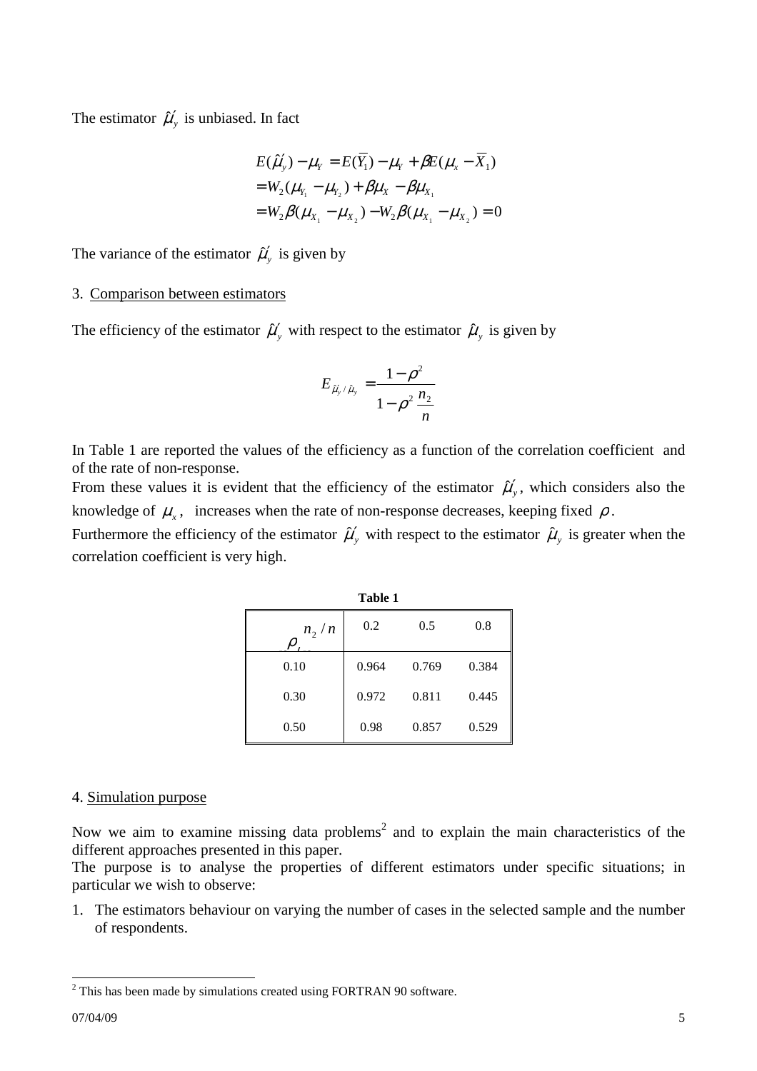The estimator $\hat{\mu}'_y$ is unbiased. In fact

$$
\begin{aligned}
E(\hat{\mu}'_y) - \mu_Y &= E(\overline{Y}_1) - \mu_Y + \beta E(\mu_x - \overline{X}_1) \\
&= W_2(\mu_{Y_1} - \mu_{Y_2}) + \beta\mu_X - \beta\mu_{X_1} \\
&= W_2\beta(\mu_{X_1} - \mu_{X_2}) - W_2\beta(\mu_{X_1} - \mu_{X_2}) = 0
\end{aligned}
$$

The variance of the estimator $\hat{\mu}'_y$ is given by

3. Comparison between estimators

The efficiency of the estimator $\hat{\mu}'_y$ with respect to the estimator $\hat{\mu}_y$ is given by

$$
E_{\hat{\mu}'_y / \hat{\mu}_y} = \frac{1-\rho^2}{1-\rho^2 \dfrac{n_2}{n}}
$$

In Table 1 are reported the values of the efficiency as a function of the correlation coefficient and of the rate of non-response.

From these values it is evident that the efficiency of the estimator $\hat{\mu}'_y$, which considers also the knowledge of $\mu_x$, increases when the rate of non-response decreases, keeping fixed $\rho$.

Furthermore the efficiency of the estimator $\hat{\mu}'_y$ with respect to the estimator $\hat{\mu}_y$ is greater when the correlation coefficient is very high.

**Table 1**

| $\rho$ \ $n_2/n$ | 0.2 | 0.5 | 0.8 |
|---|---|---|---|
| 0.10 | 0.964 | 0.769 | 0.384 |
| 0.30 | 0.972 | 0.811 | 0.445 |
| 0.50 | 0.98 | 0.857 | 0.529 |

4. Simulation purpose

Now we aim to examine missing data problems[2] and to explain the main characteristics of the different approaches presented in this paper.

The purpose is to analyse the properties of different estimators under specific situations; in particular we wish to observe:

1. The estimators behaviour on varying the number of cases in the selected sample and the number of respondents.

[2] This has been made by simulations created using FORTRAN 90 software.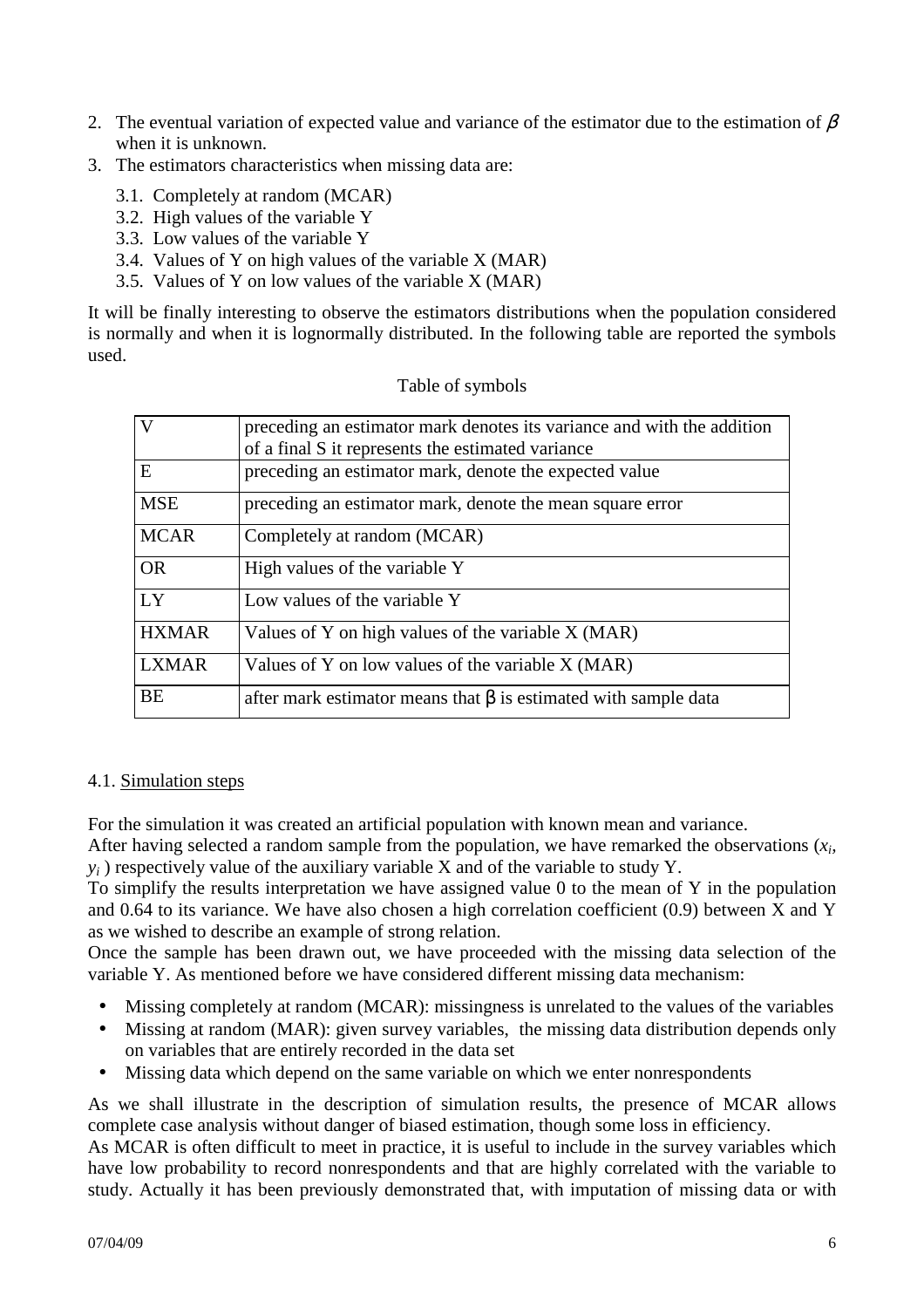2. The eventual variation of expected value and variance of the estimator due to the estimation of $\beta$ when it is unknown.
3. The estimators characteristics when missing data are:
   - 3.1. Completely at random (MCAR)
   - 3.2. High values of the variable Y
   - 3.3. Low values of the variable Y
   - 3.4. Values of Y on high values of the variable X (MAR)
   - 3.5. Values of Y on low values of the variable X (MAR)

It will be finally interesting to observe the estimators distributions when the population considered is normally and when it is lognormally distributed. In the following table are reported the symbols used.

Table of symbols

| | |
|---|---|
| V | preceding an estimator mark denotes its variance and with the addition of a final S it represents the estimated variance |
| E | preceding an estimator mark, denote the expected value |
| MSE | preceding an estimator mark, denote the mean square error |
| MCAR | Completely at random (MCAR) |
| OR | High values of the variable Y |
| LY | Low values of the variable Y |
| HXMAR | Values of Y on high values of the variable X (MAR) |
| LXMAR | Values of Y on low values of the variable X (MAR) |
| BE | after mark estimator means that $\beta$ is estimated with sample data |

4.1. Simulation steps

For the simulation it was created an artificial population with known mean and variance.
After having selected a random sample from the population, we have remarked the observations ($x_i$, $y_i$ ) respectively value of the auxiliary variable X and of the variable to study Y.
To simplify the results interpretation we have assigned value 0 to the mean of Y in the population and 0.64 to its variance. We have also chosen a high correlation coefficient (0.9) between X and Y as we wished to describe an example of strong relation.
Once the sample has been drawn out, we have proceeded with the missing data selection of the variable Y. As mentioned before we have considered different missing data mechanism:

- Missing completely at random (MCAR): missingness is unrelated to the values of the variables
- Missing at random (MAR): given survey variables, the missing data distribution depends only on variables that are entirely recorded in the data set
- Missing data which depend on the same variable on which we enter nonrespondents

As we shall illustrate in the description of simulation results, the presence of MCAR allows complete case analysis without danger of biased estimation, though some loss in efficiency.
As MCAR is often difficult to meet in practice, it is useful to include in the survey variables which have low probability to record nonrespondents and that are highly correlated with the variable to study. Actually it has been previously demonstrated that, with imputation of missing data or with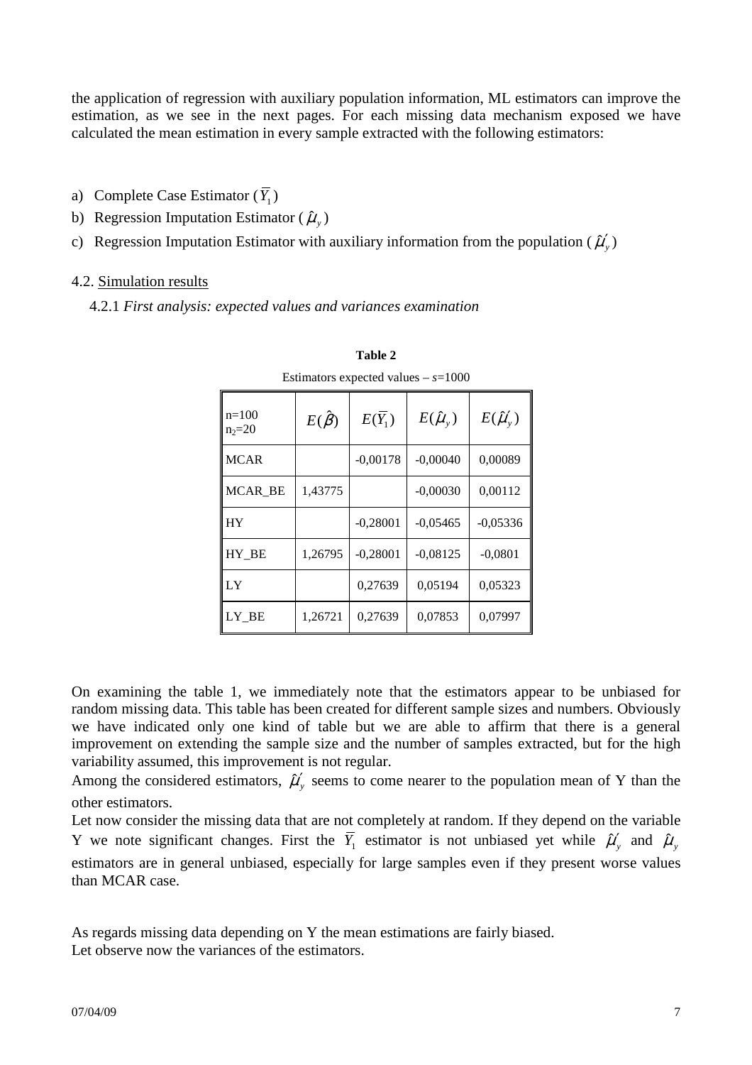the application of regression with auxiliary population information, ML estimators can improve the estimation, as we see in the next pages. For each missing data mechanism exposed we have calculated the mean estimation in every sample extracted with the following estimators:

a) Complete Case Estimator ($\overline{Y}_1$)
b) Regression Imputation Estimator ($\hat{\mu}_y$)
c) Regression Imputation Estimator with auxiliary information from the population ($\hat{\mu}'_y$)

4.2. Simulation results

4.2.1 *First analysis: expected values and variances examination*

**Table 2**

Estimators expected values – *s*=1000

| n=100 $n_2$=20 | $E(\hat{\beta})$ | $E(\overline{Y}_1)$ | $E(\hat{\mu}_y)$ | $E(\hat{\mu}'_y)$ |
|---|---|---|---|---|
| MCAR | | -0,00178 | -0,00040 | 0,00089 |
| MCAR_BE | 1,43775 | | -0,00030 | 0,00112 |
| HY | | -0,28001 | -0,05465 | -0,05336 |
| HY_BE | 1,26795 | -0,28001 | -0,08125 | -0,0801 |
| LY | | 0,27639 | 0,05194 | 0,05323 |
| LY_BE | 1,26721 | 0,27639 | 0,07853 | 0,07997 |

On examining the table 1, we immediately note that the estimators appear to be unbiased for random missing data. This table has been created for different sample sizes and numbers. Obviously we have indicated only one kind of table but we are able to affirm that there is a general improvement on extending the sample size and the number of samples extracted, but for the high variability assumed, this improvement is not regular.

Among the considered estimators, $\hat{\mu}'_y$ seems to come nearer to the population mean of Y than the other estimators.

Let now consider the missing data that are not completely at random. If they depend on the variable Y we note significant changes. First the $\overline{Y}_1$ estimator is not unbiased yet while $\hat{\mu}'_y$ and $\hat{\mu}_y$ estimators are in general unbiased, especially for large samples even if they present worse values than MCAR case.

As regards missing data depending on Y the mean estimations are fairly biased.
Let observe now the variances of the estimators.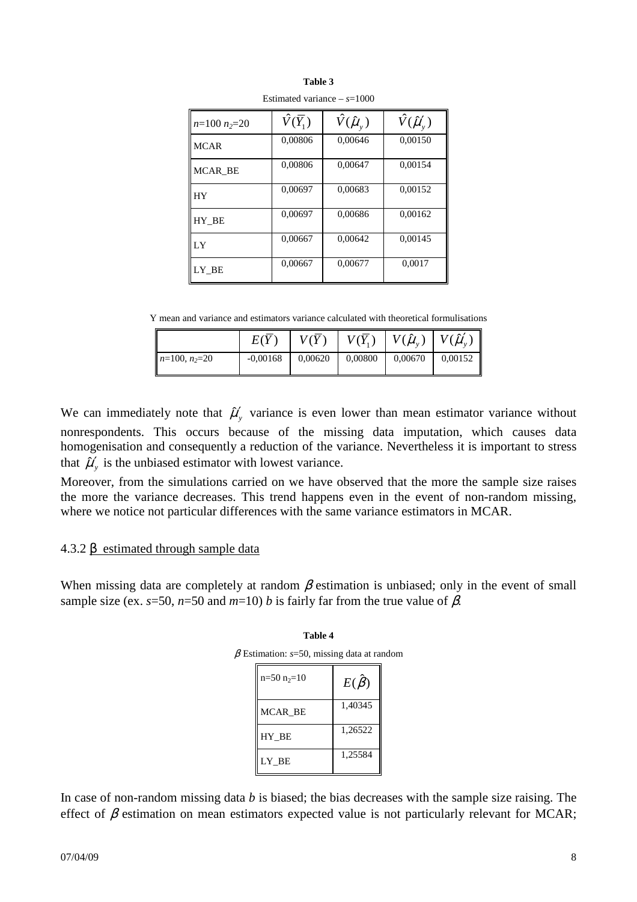**Table 3**

Estimated variance – $s$=1000

| $n$=100 $n_2$=20 | $\hat{V}(\bar{Y}_1)$ | $\hat{V}(\hat{\mu}_y)$ | $\hat{V}(\hat{\mu}'_y)$ |
|---|---|---|---|
| MCAR | 0,00806 | 0,00646 | 0,00150 |
| MCAR_BE | 0,00806 | 0,00647 | 0,00154 |
| HY | 0,00697 | 0,00683 | 0,00152 |
| HY_BE | 0,00697 | 0,00686 | 0,00162 |
| LY | 0,00667 | 0,00642 | 0,00145 |
| LY_BE | 0,00667 | 0,00677 | 0,0017 |

Y mean and variance and estimators variance calculated with theoretical formulisations

| | $E(\bar{Y})$ | $V(\bar{Y})$ | $V(\bar{Y}_1)$ | $V(\hat{\mu}_y)$ | $V(\hat{\mu}'_y)$ |
|---|---|---|---|---|---|
| $n$=100, $n_2$=20 | -0,00168 | 0,00620 | 0,00800 | 0,00670 | 0,00152 |

We can immediately note that $\hat{\mu}'_y$ variance is even lower than mean estimator variance without nonrespondents. This occurs because of the missing data imputation, which causes data homogenisation and consequently a reduction of the variance. Nevertheless it is important to stress that $\hat{\mu}'_y$ is the unbiased estimator with lowest variance.

Moreover, from the simulations carried on we have observed that the more the sample size raises the more the variance decreases. This trend happens even in the event of non-random missing, where we notice not particular differences with the same variance estimators in MCAR.

#### 4.3.2 β estimated through sample data

When missing data are completely at random $\beta$ estimation is unbiased; only in the event of small sample size (ex. $s$=50, $n$=50 and $m$=10) $b$ is fairly far from the true value of $\beta$.

**Table 4**

$\beta$ Estimation: $s$=50, missing data at random

| n=50 $n_2$=10 | $E(\hat{\beta})$ |
|---|---|
| MCAR_BE | 1,40345 |
| HY_BE | 1,26522 |
| LY_BE | 1,25584 |

In case of non-random missing data $b$ is biased; the bias decreases with the sample size raising. The effect of $\beta$ estimation on mean estimators expected value is not particularly relevant for MCAR;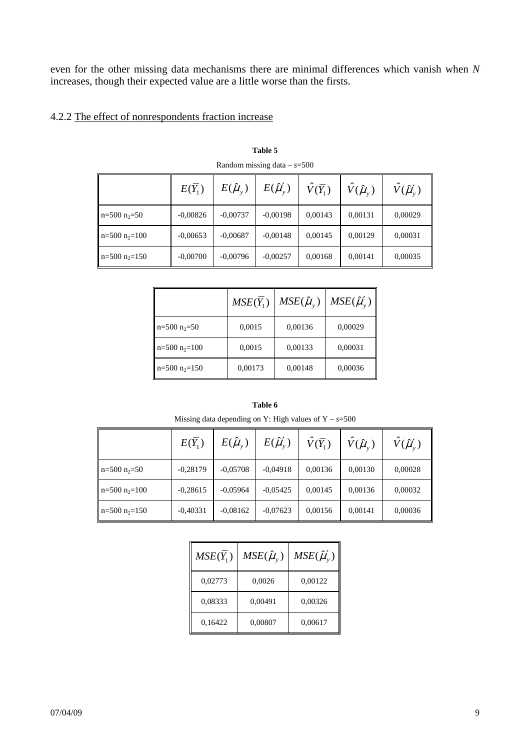even for the other missing data mechanisms there are minimal differences which vanish when $N$ increases, though their expected value are a little worse than the firsts.

### 4.2.2 The effect of nonrespondents fraction increase

**Table 5**

Random missing data – $s$=500

| | $E(\overline{Y}_1)$ | $E(\hat{\mu}_y)$ | $E(\hat{\mu}'_y)$ | $\hat{V}(\overline{Y}_1)$ | $\hat{V}(\hat{\mu}_y)$ | $\hat{V}(\hat{\mu}'_y)$ |
|---|---|---|---|---|---|---|
| n=500 $n_2$=50 | -0,00826 | -0,00737 | -0,00198 | 0,00143 | 0,00131 | 0,00029 |
| n=500 $n_2$=100 | -0,00653 | -0,00687 | -0,00148 | 0,00145 | 0,00129 | 0,00031 |
| n=500 $n_2$=150 | -0,00700 | -0,00796 | -0,00257 | 0,00168 | 0,00141 | 0,00035 |

| | $MSE(\overline{Y}_1)$ | $MSE(\hat{\mu}_y)$ | $MSE(\hat{\mu}'_y)$ |
|---|---|---|---|
| n=500 $n_2$=50 | 0,0015 | 0,00136 | 0,00029 |
| n=500 $n_2$=100 | 0,0015 | 0,00133 | 0,00031 |
| n=500 $n_2$=150 | 0,00173 | 0,00148 | 0,00036 |

**Table 6**

Missing data depending on Y: High values of Y – $s$=500

| | $E(\overline{Y}_1)$ | $E(\hat{\mu}_y)$ | $E(\hat{\mu}'_y)$ | $\hat{V}(\overline{Y}_1)$ | $\hat{V}(\hat{\mu}_y)$ | $\hat{V}(\hat{\mu}'_y)$ |
|---|---|---|---|---|---|---|
| n=500 $n_2$=50 | -0,28179 | -0,05708 | -0,04918 | 0,00136 | 0,00130 | 0,00028 |
| n=500 $n_2$=100 | -0,28615 | -0,05964 | -0,05425 | 0,00145 | 0,00136 | 0,00032 |
| n=500 $n_2$=150 | -0,40331 | -0,08162 | -0,07623 | 0,00156 | 0,00141 | 0,00036 |

| $MSE(\overline{Y}_1)$ | $MSE(\hat{\mu}_y)$ | $MSE(\hat{\mu}'_y)$ |
|---|---|---|
| 0,02773 | 0,0026 | 0,00122 |
| 0,08333 | 0,00491 | 0,00326 |
| 0,16422 | 0,00807 | 0,00617 |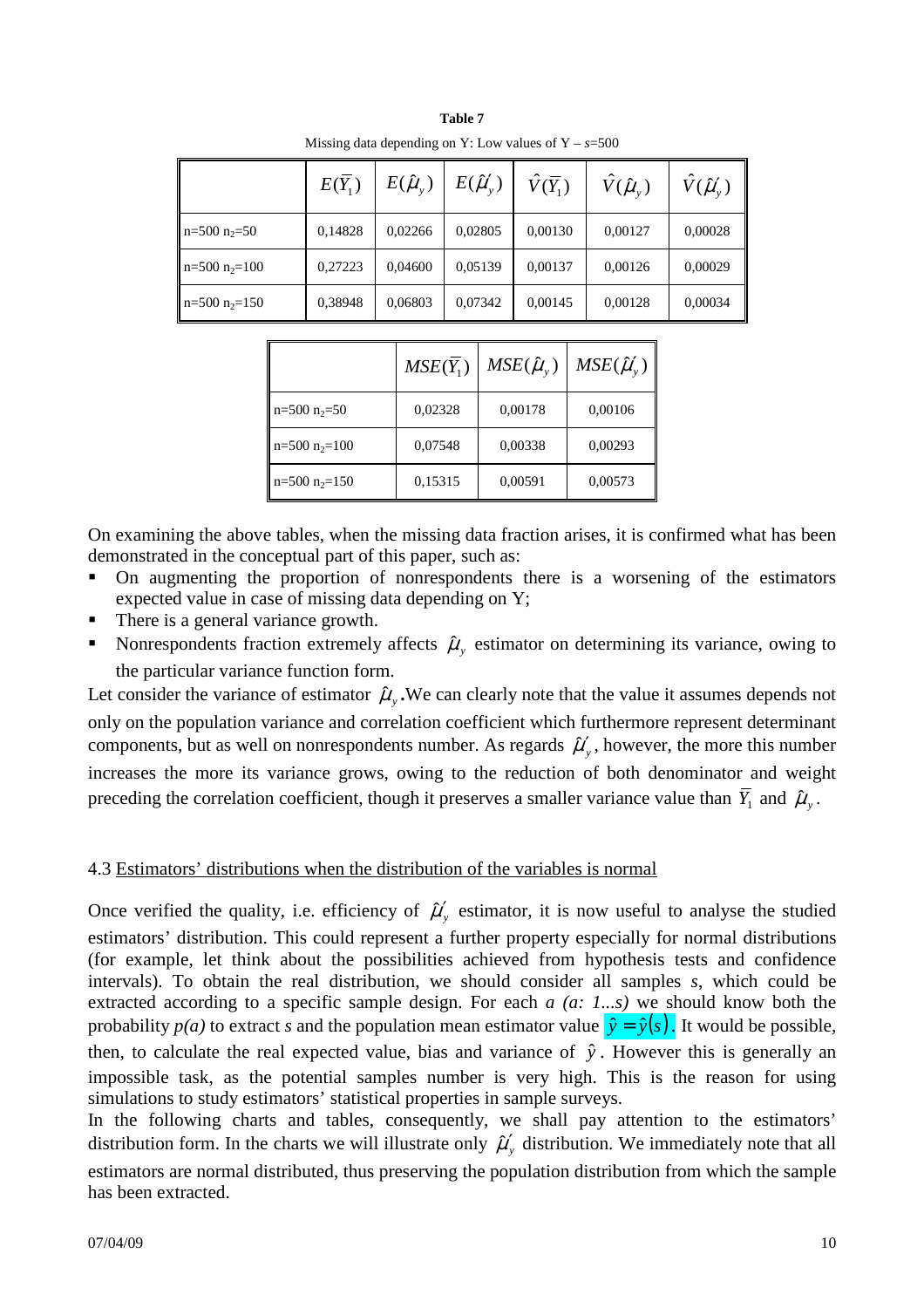**Table 7**

Missing data depending on Y: Low values of Y – $s$=500

| | $E(\overline{Y}_1)$ | $E(\hat{\mu}_y)$ | $E(\hat{\mu}'_y)$ | $\hat{V}(\overline{Y}_1)$ | $\hat{V}(\hat{\mu}_y)$ | $\hat{V}(\hat{\mu}'_y)$ |
|---|---|---|---|---|---|---|
| n=500 $n_2$=50 | 0,14828 | 0,02266 | 0,02805 | 0,00130 | 0,00127 | 0,00028 |
| n=500 $n_2$=100 | 0,27223 | 0,04600 | 0,05139 | 0,00137 | 0,00126 | 0,00029 |
| n=500 $n_2$=150 | 0,38948 | 0,06803 | 0,07342 | 0,00145 | 0,00128 | 0,00034 |

| | $MSE(\overline{Y}_1)$ | $MSE(\hat{\mu}_y)$ | $MSE(\hat{\mu}'_y)$ |
|---|---|---|---|
| n=500 $n_2$=50 | 0,02328 | 0,00178 | 0,00106 |
| n=500 $n_2$=100 | 0,07548 | 0,00338 | 0,00293 |
| n=500 $n_2$=150 | 0,15315 | 0,00591 | 0,00573 |

On examining the above tables, when the missing data fraction arises, it is confirmed what has been demonstrated in the conceptual part of this paper, such as:

- On augmenting the proportion of nonrespondents there is a worsening of the estimators expected value in case of missing data depending on Y;
- There is a general variance growth.
- Nonrespondents fraction extremely affects $\hat{\mu}_y$ estimator on determining its variance, owing to the particular variance function form.

Let consider the variance of estimator $\hat{\mu}_y$.We can clearly note that the value it assumes depends not only on the population variance and correlation coefficient which furthermore represent determinant components, but as well on nonrespondents number. As regards $\hat{\mu}'_y$, however, the more this number increases the more its variance grows, owing to the reduction of both denominator and weight preceding the correlation coefficient, though it preserves a smaller variance value than $\overline{Y}_1$ and $\hat{\mu}_y$.

### 4.3 Estimators' distributions when the distribution of the variables is normal

Once verified the quality, i.e. efficiency of $\hat{\mu}'_y$ estimator, it is now useful to analyse the studied estimators' distribution. This could represent a further property especially for normal distributions (for example, let think about the possibilities achieved from hypothesis tests and confidence intervals). To obtain the real distribution, we should consider all samples *s*, which could be extracted according to a specific sample design. For each *a (a: 1...s)* we should know both the probability *p(a)* to extract *s* and the population mean estimator value $\hat{y} = \hat{y}(s)$. It would be possible, then, to calculate the real expected value, bias and variance of $\hat{y}$. However this is generally an impossible task, as the potential samples number is very high. This is the reason for using simulations to study estimators' statistical properties in sample surveys.

In the following charts and tables, consequently, we shall pay attention to the estimators' distribution form. In the charts we will illustrate only $\hat{\mu}'_y$ distribution. We immediately note that all estimators are normal distributed, thus preserving the population distribution from which the sample has been extracted.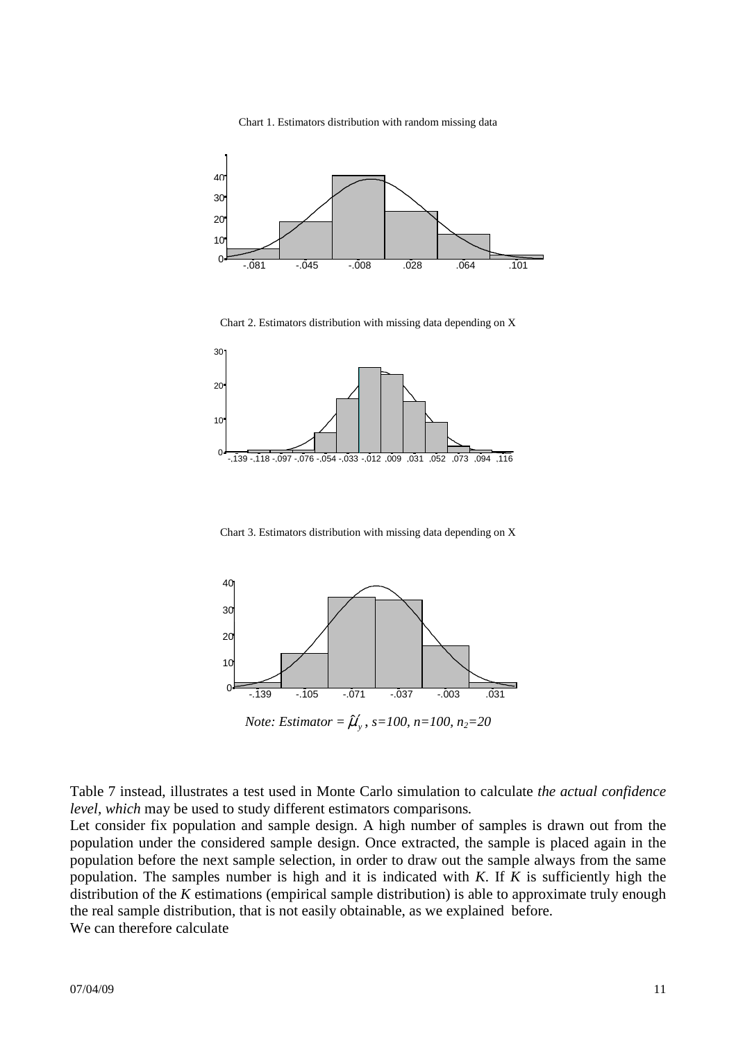Chart 1. Estimators distribution with random missing data

Chart 2. Estimators distribution with missing data depending on X

Chart 3. Estimators distribution with missing data depending on X

*Note: Estimator =* $\hat{\mu}'_y$*, s=100, n=100,* $n_2$*=20*

Table 7 instead, illustrates a test used in Monte Carlo simulation to calculate *the actual confidence level, which* may be used to study different estimators comparisons.

Let consider fix population and sample design. A high number of samples is drawn out from the population under the considered sample design. Once extracted, the sample is placed again in the population before the next sample selection, in order to draw out the sample always from the same population. The samples number is high and it is indicated with *K*. If *K* is sufficiently high the distribution of the *K* estimations (empirical sample distribution) is able to approximate truly enough the real sample distribution, that is not easily obtainable, as we explained before.

We can therefore calculate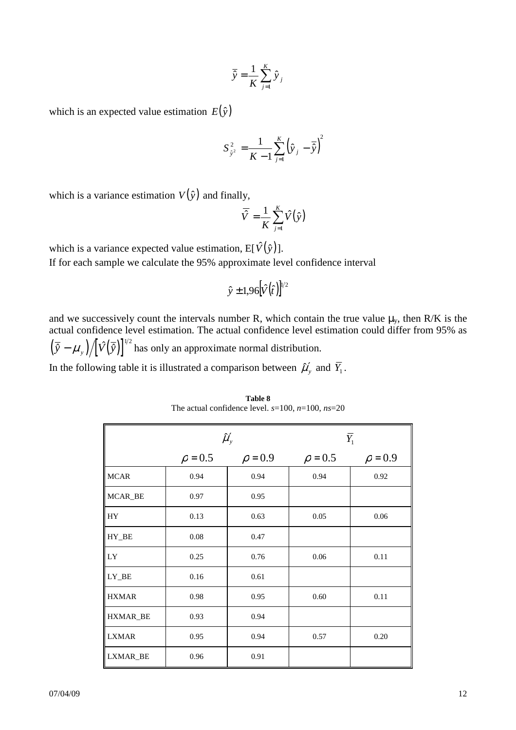$$\bar{\bar{y}} = \frac{1}{K}\sum_{j=1}^{K}\hat{y}_j$$

which is an expected value estimation $E(\hat{y})$

$$S^2_{\hat{y}^2} = \frac{1}{K-1}\sum_{j=1}^{K}\left(\hat{y}_j - \bar{\bar{y}}\right)^2$$

which is a variance estimation $V(\hat{y})$ and finally,

$$\bar{\hat{V}} = \frac{1}{K}\sum_{j=1}^{K}\hat{V}(\hat{y})$$

which is a variance expected value estimation, E[$\hat{V}(\hat{y})$].

If for each sample we calculate the 95% approximate level confidence interval

$$\hat{y} \pm 1{,}96\left[\hat{V}(\hat{t})\right]^{1/2}$$

and we successively count the intervals number R, which contain the true value $\mu_y$, then R/K is the actual confidence level estimation. The actual confidence level estimation could differ from 95% as $\left(\bar{\bar{y}} - \mu_y\right)/\left[\hat{V}(\bar{\bar{y}})\right]^{1/2}$ has only an approximate normal distribution.

In the following table it is illustrated a comparison between $\hat{\mu}'_y$ and $\bar{Y}_1$.

**Table 8**
The actual confidence level. *s*=100, *n*=100, *ns*=20

| | $\hat{\mu}'_y$ | | $\bar{Y}_1$ | |
|---|---|---|---|---|
| | $\rho = 0.5$ | $\rho = 0.9$ | $\rho = 0.5$ | $\rho = 0.9$ |
| MCAR | 0.94 | 0.94 | 0.94 | 0.92 |
| MCAR_BE | 0.97 | 0.95 | | |
| HY | 0.13 | 0.63 | 0.05 | 0.06 |
| HY_BE | 0.08 | 0.47 | | |
| LY | 0.25 | 0.76 | 0.06 | 0.11 |
| LY_BE | 0.16 | 0.61 | | |
| HXMAR | 0.98 | 0.95 | 0.60 | 0.11 |
| HXMAR_BE | 0.93 | 0.94 | | |
| LXMAR | 0.95 | 0.94 | 0.57 | 0.20 |
| LXMAR_BE | 0.96 | 0.91 | | |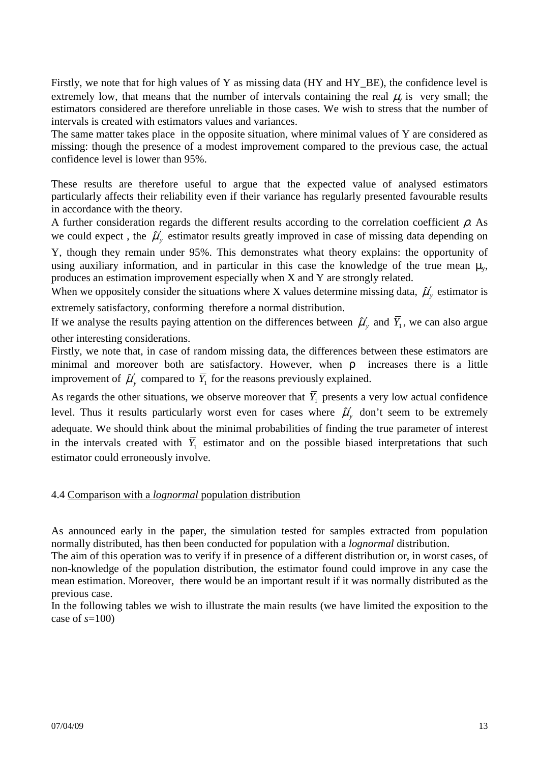Firstly, we note that for high values of Y as missing data (HY and HY_BE), the confidence level is extremely low, that means that the number of intervals containing the real $\mu_y$ is very small; the estimators considered are therefore unreliable in those cases. We wish to stress that the number of intervals is created with estimators values and variances.
The same matter takes place in the opposite situation, where minimal values of Y are considered as missing: though the presence of a modest improvement compared to the previous case, the actual confidence level is lower than 95%.

These results are therefore useful to argue that the expected value of analysed estimators particularly affects their reliability even if their variance has regularly presented favourable results in accordance with the theory.
A further consideration regards the different results according to the correlation coefficient $\rho$. As we could expect , the $\hat{\mu}_y'$ estimator results greatly improved in case of missing data depending on Y, though they remain under 95%. This demonstrates what theory explains: the opportunity of using auxiliary information, and in particular in this case the knowledge of the true mean $\mu_y$, produces an estimation improvement especially when X and Y are strongly related.
When we oppositely consider the situations where X values determine missing data, $\hat{\mu}_y'$ estimator is extremely satisfactory, conforming therefore a normal distribution.
If we analyse the results paying attention on the differences between $\hat{\mu}_y'$ and $\overline{Y}_1$, we can also argue other interesting considerations.
Firstly, we note that, in case of random missing data, the differences between these estimators are minimal and moreover both are satisfactory. However, when $\rho$ increases there is a little improvement of $\hat{\mu}_y'$ compared to $\overline{Y}_1$ for the reasons previously explained.
As regards the other situations, we observe moreover that $\overline{Y}_1$ presents a very low actual confidence level. Thus it results particularly worst even for cases where $\hat{\mu}_y'$ don't seem to be extremely adequate. We should think about the minimal probabilities of finding the true parameter of interest in the intervals created with $\overline{Y}_1$ estimator and on the possible biased interpretations that such estimator could erroneously involve.

### 4.4 Comparison with a *lognormal* population distribution

As announced early in the paper, the simulation tested for samples extracted from population normally distributed, has then been conducted for population with a *lognormal* distribution.
The aim of this operation was to verify if in presence of a different distribution or, in worst cases, of non-knowledge of the population distribution, the estimator found could improve in any case the mean estimation. Moreover, there would be an important result if it was normally distributed as the previous case.
In the following tables we wish to illustrate the main results (we have limited the exposition to the case of *s*=100)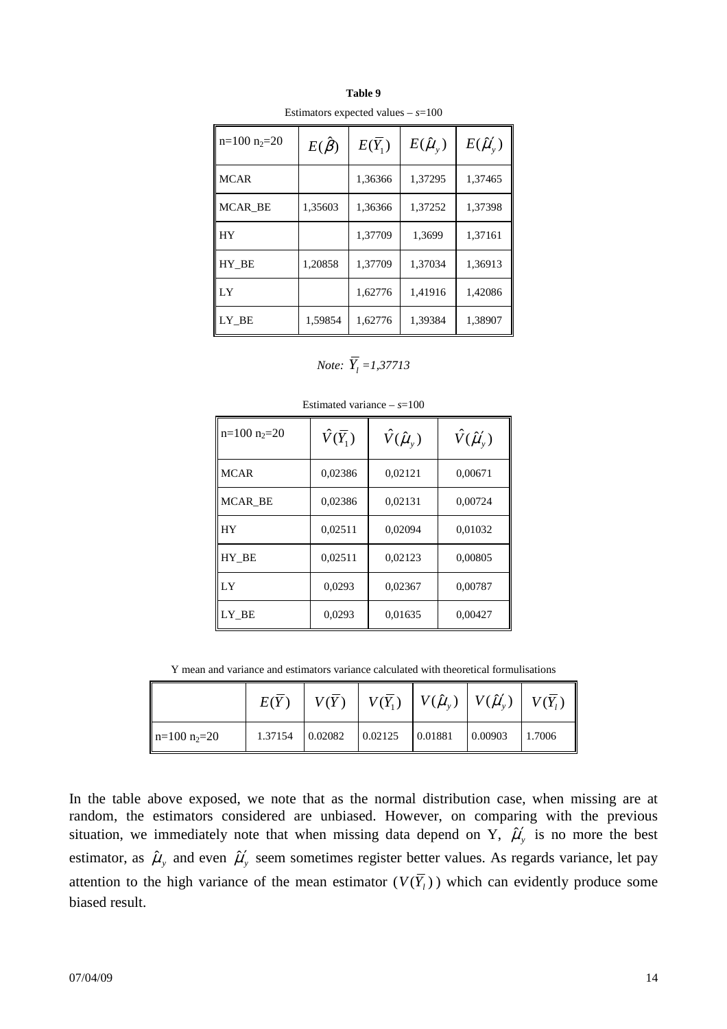**Table 9**

Estimators expected values – *s*=100

| n=100 $n_2$=20 | $E(\hat{\beta})$ | $E(\overline{Y}_1)$ | $E(\hat{\mu}_y)$ | $E(\hat{\mu}'_y)$ |
|---|---|---|---|---|
| MCAR | | 1,36366 | 1,37295 | 1,37465 |
| MCAR_BE | 1,35603 | 1,36366 | 1,37252 | 1,37398 |
| HY | | 1,37709 | 1,3699 | 1,37161 |
| HY_BE | 1,20858 | 1,37709 | 1,37034 | 1,36913 |
| LY | | 1,62776 | 1,41916 | 1,42086 |
| LY_BE | 1,59854 | 1,62776 | 1,39384 | 1,38907 |

*Note:* $\overline{Y}_l$ *=1,37713*

Estimated variance – *s*=100

| n=100 $n_2$=20 | $\hat{V}(\overline{Y}_1)$ | $\hat{V}(\hat{\mu}_y)$ | $\hat{V}(\hat{\mu}'_y)$ |
|---|---|---|---|
| MCAR | 0,02386 | 0,02121 | 0,00671 |
| MCAR_BE | 0,02386 | 0,02131 | 0,00724 |
| HY | 0,02511 | 0,02094 | 0,01032 |
| HY_BE | 0,02511 | 0,02123 | 0,00805 |
| LY | 0,0293 | 0,02367 | 0,00787 |
| LY_BE | 0,0293 | 0,01635 | 0,00427 |

Y mean and variance and estimators variance calculated with theoretical formulisations

| | $E(\overline{Y})$ | $V(\overline{Y})$ | $V(\overline{Y}_1)$ | $V(\hat{\mu}_y)$ | $V(\hat{\mu}'_y)$ | $V(\overline{Y}_l)$ |
|---|---|---|---|---|---|---|
| n=100 $n_2$=20 | 1.37154 | 0.02082 | 0.02125 | 0.01881 | 0.00903 | 1.7006 |

In the table above exposed, we note that as the normal distribution case, when missing are at random, the estimators considered are unbiased. However, on comparing with the previous situation, we immediately note that when missing data depend on Y, $\hat{\mu}'_y$ is no more the best estimator, as $\hat{\mu}_y$ and even $\hat{\mu}'_y$ seem sometimes register better values. As regards variance, let pay attention to the high variance of the mean estimator ($V(\overline{Y}_l)$) which can evidently produce some biased result.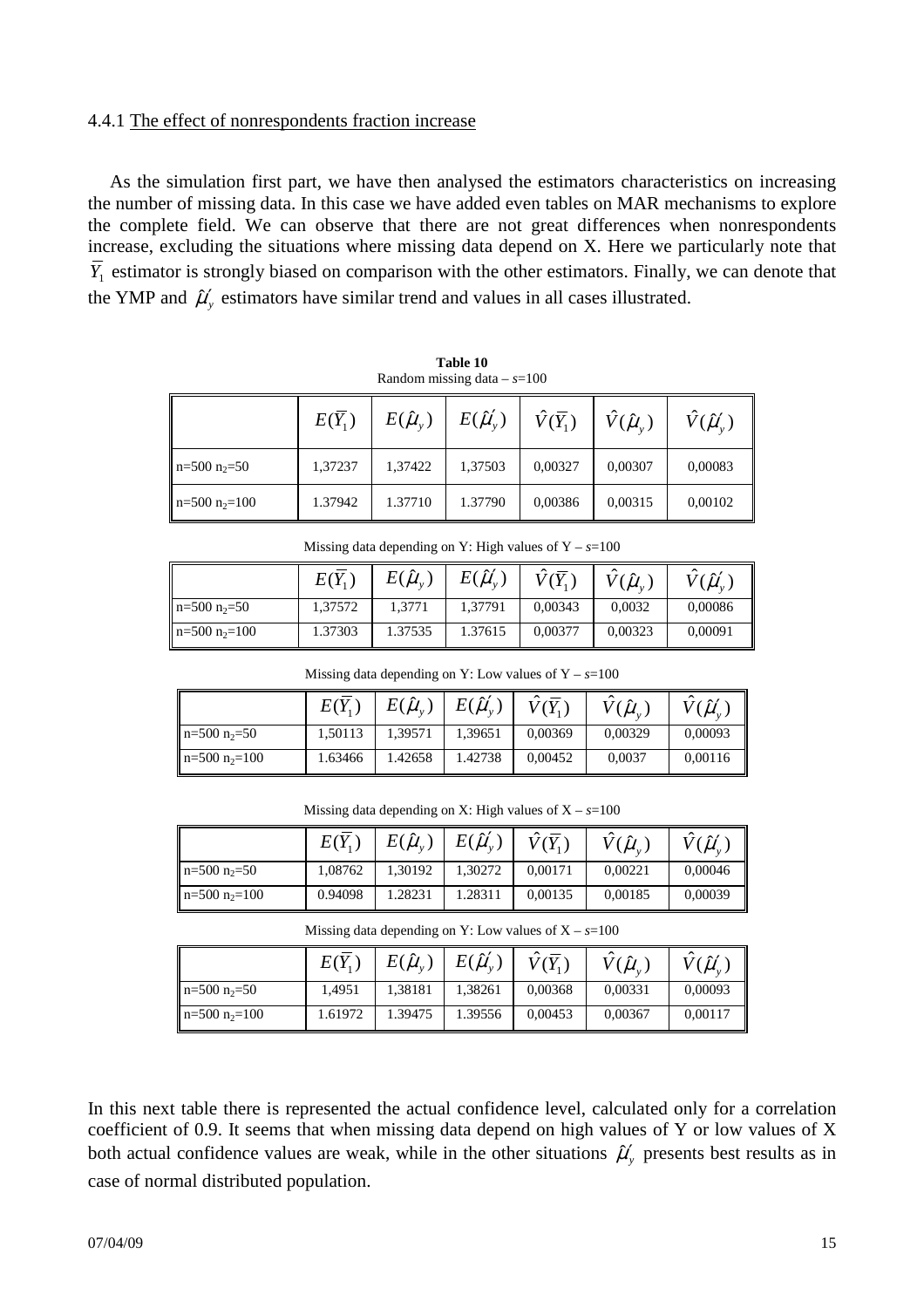4.4.1 The effect of nonrespondents fraction increase

As the simulation first part, we have then analysed the estimators characteristics on increasing the number of missing data. In this case we have added even tables on MAR mechanisms to explore the complete field. We can observe that there are not great differences when nonrespondents increase, excluding the situations where missing data depend on X. Here we particularly note that $\overline{Y}_1$ estimator is strongly biased on comparison with the other estimators. Finally, we can denote that the YMP and $\hat{\mu}'_y$ estimators have similar trend and values in all cases illustrated.

**Table 10**
Random missing data – *s*=100

| | $E(\overline{Y}_1)$ | $E(\hat{\mu}_y)$ | $E(\hat{\mu}'_y)$ | $\hat{V}(\overline{Y}_1)$ | $\hat{V}(\hat{\mu}_y)$ | $\hat{V}(\hat{\mu}'_y)$ |
|---|---|---|---|---|---|---|
| n=500 $n_2$=50 | 1,37237 | 1,37422 | 1,37503 | 0,00327 | 0,00307 | 0,00083 |
| n=500 $n_2$=100 | 1.37942 | 1.37710 | 1.37790 | 0,00386 | 0,00315 | 0,00102 |

Missing data depending on Y: High values of Y – *s*=100

| | $E(\overline{Y}_1)$ | $E(\hat{\mu}_y)$ | $E(\hat{\mu}'_y)$ | $\hat{V}(\overline{Y}_1)$ | $\hat{V}(\hat{\mu}_y)$ | $\hat{V}(\hat{\mu}'_y)$ |
|---|---|---|---|---|---|---|
| n=500 $n_2$=50 | 1,37572 | 1,3771 | 1,37791 | 0,00343 | 0,0032 | 0,00086 |
| n=500 $n_2$=100 | 1.37303 | 1.37535 | 1.37615 | 0,00377 | 0,00323 | 0,00091 |

Missing data depending on Y: Low values of Y – *s*=100

| | $E(\overline{Y}_1)$ | $E(\hat{\mu}_y)$ | $E(\hat{\mu}'_y)$ | $\hat{V}(\overline{Y}_1)$ | $\hat{V}(\hat{\mu}_y)$ | $\hat{V}(\hat{\mu}'_y)$ |
|---|---|---|---|---|---|---|
| n=500 $n_2$=50 | 1,50113 | 1,39571 | 1,39651 | 0,00369 | 0,00329 | 0,00093 |
| n=500 $n_2$=100 | 1.63466 | 1.42658 | 1.42738 | 0,00452 | 0,0037 | 0,00116 |

Missing data depending on X: High values of X – *s*=100

| | $E(\overline{Y}_1)$ | $E(\hat{\mu}_y)$ | $E(\hat{\mu}'_y)$ | $\hat{V}(\overline{Y}_1)$ | $\hat{V}(\hat{\mu}_y)$ | $\hat{V}(\hat{\mu}'_y)$ |
|---|---|---|---|---|---|---|
| n=500 $n_2$=50 | 1,08762 | 1,30192 | 1,30272 | 0,00171 | 0,00221 | 0,00046 |
| n=500 $n_2$=100 | 0.94098 | 1.28231 | 1.28311 | 0,00135 | 0,00185 | 0,00039 |

Missing data depending on Y: Low values of X – *s*=100

| | $E(\overline{Y}_1)$ | $E(\hat{\mu}_y)$ | $E(\hat{\mu}'_y)$ | $\hat{V}(\overline{Y}_1)$ | $\hat{V}(\hat{\mu}_y)$ | $\hat{V}(\hat{\mu}'_y)$ |
|---|---|---|---|---|---|---|
| n=500 $n_2$=50 | 1,4951 | 1,38181 | 1,38261 | 0,00368 | 0,00331 | 0,00093 |
| n=500 $n_2$=100 | 1.61972 | 1.39475 | 1.39556 | 0,00453 | 0,00367 | 0,00117 |

In this next table there is represented the actual confidence level, calculated only for a correlation coefficient of 0.9. It seems that when missing data depend on high values of Y or low values of X both actual confidence values are weak, while in the other situations $\hat{\mu}'_y$ presents best results as in case of normal distributed population.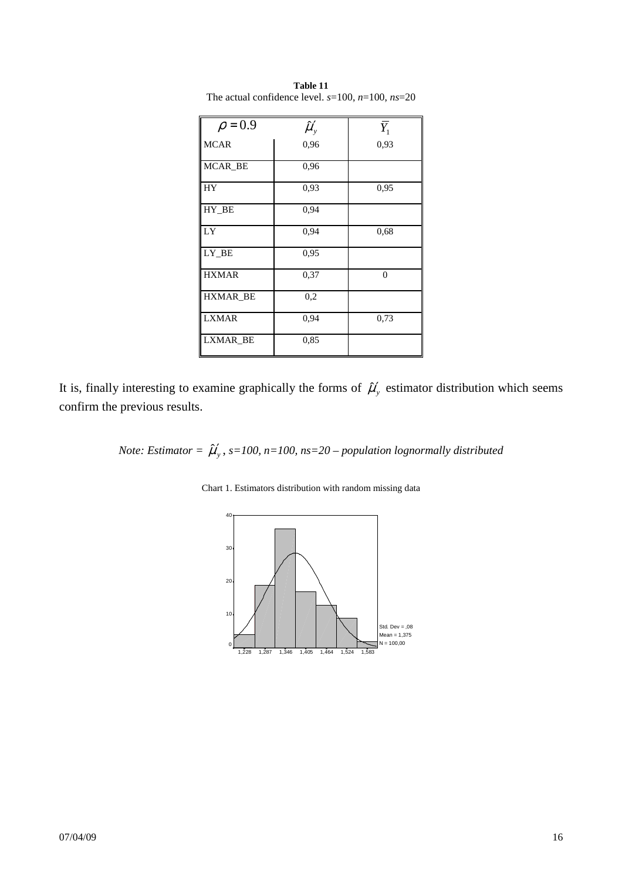**Table 11**
The actual confidence level. *s*=100, *n*=100, *ns*=20

| $\rho = 0.9$ | $\hat{\mu}'_y$ | $\bar{Y}_1$ |
|---|---|---|
| MCAR | 0,96 | 0,93 |
| MCAR_BE | 0,96 | |
| HY | 0,93 | 0,95 |
| HY_BE | 0,94 | |
| LY | 0,94 | 0,68 |
| LY_BE | 0,95 | |
| HXMAR | 0,37 | 0 |
| HXMAR_BE | 0,2 | |
| LXMAR | 0,94 | 0,73 |
| LXMAR_BE | 0,85 | |

It is, finally interesting to examine graphically the forms of $\hat{\mu}'_y$ estimator distribution which seems confirm the previous results.

*Note: Estimator =* $\hat{\mu}'_y$*, s=100, n=100, ns=20 – population lognormally distributed*

Chart 1. Estimators distribution with random missing data

Std. Dev = ,08
Mean = 1,375
N = 100,00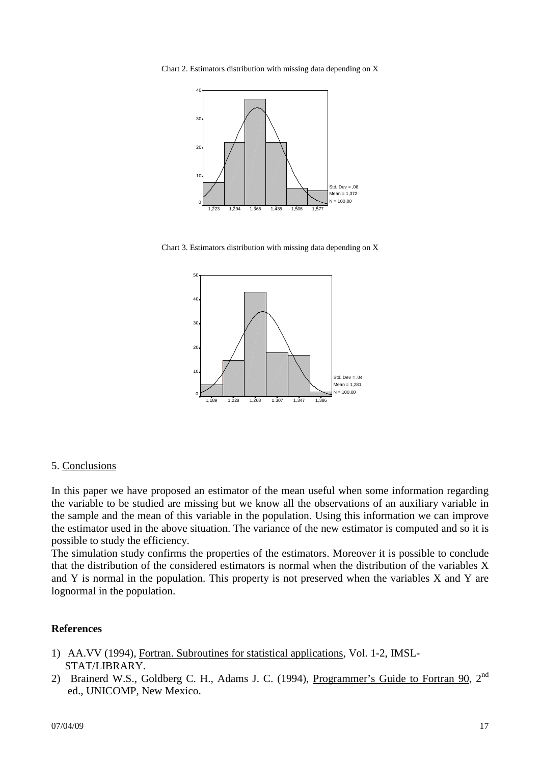Chart 2. Estimators distribution with missing data depending on X

Chart 3. Estimators distribution with missing data depending on X

## 5. Conclusions

In this paper we have proposed an estimator of the mean useful when some information regarding the variable to be studied are missing but we know all the observations of an auxiliary variable in the sample and the mean of this variable in the population. Using this information we can improve the estimator used in the above situation. The variance of the new estimator is computed and so it is possible to study the efficiency.

The simulation study confirms the properties of the estimators. Moreover it is possible to conclude that the distribution of the considered estimators is normal when the distribution of the variables X and Y is normal in the population. This property is not preserved when the variables X and Y are lognormal in the population.

## References

1) AA.VV (1994), Fortran. Subroutines for statistical applications, Vol. 1-2, IMSL-STAT/LIBRARY.
2) Brainerd W.S., Goldberg C. H., Adams J. C. (1994), Programmer's Guide to Fortran 90, 2nd ed., UNICOMP, New Mexico.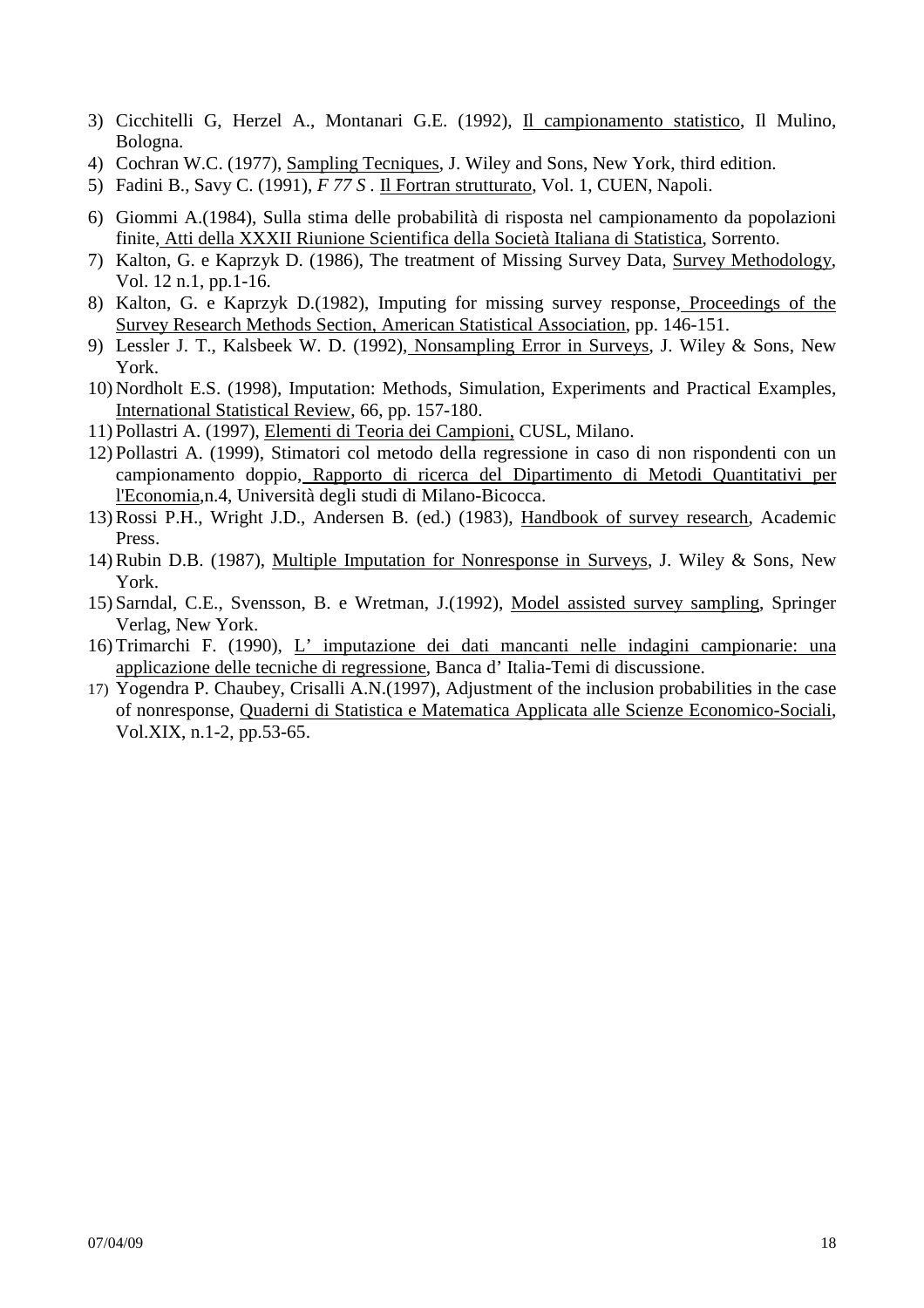3) Cicchitelli G, Herzel A., Montanari G.E. (1992), Il campionamento statistico, Il Mulino, Bologna.
4) Cochran W.C. (1977), Sampling Tecniques, J. Wiley and Sons, New York, third edition.
5) Fadini B., Savy C. (1991), *F 77 S* . Il Fortran strutturato, Vol. 1, CUEN, Napoli.
6) Giommi A.(1984), Sulla stima delle probabilità di risposta nel campionamento da popolazioni finite, Atti della XXXII Riunione Scientifica della Società Italiana di Statistica, Sorrento.
7) Kalton, G. e Kaprzyk D. (1986), The treatment of Missing Survey Data, Survey Methodology, Vol. 12 n.1, pp.1-16.
8) Kalton, G. e Kaprzyk D.(1982), Imputing for missing survey response, Proceedings of the Survey Research Methods Section, American Statistical Association, pp. 146-151.
9) Lessler J. T., Kalsbeek W. D. (1992), Nonsampling Error in Surveys, J. Wiley & Sons, New York.
10) Nordholt E.S. (1998), Imputation: Methods, Simulation, Experiments and Practical Examples, International Statistical Review, 66, pp. 157-180.
11) Pollastri A. (1997), Elementi di Teoria dei Campioni, CUSL, Milano.
12) Pollastri A. (1999), Stimatori col metodo della regressione in caso di non rispondenti con un campionamento doppio, Rapporto di ricerca del Dipartimento di Metodi Quantitativi per l'Economia,n.4, Università degli studi di Milano-Bicocca.
13) Rossi P.H., Wright J.D., Andersen B. (ed.) (1983), Handbook of survey research, Academic Press.
14) Rubin D.B. (1987), Multiple Imputation for Nonresponse in Surveys, J. Wiley & Sons, New York.
15) Sarndal, C.E., Svensson, B. e Wretman, J.(1992), Model assisted survey sampling, Springer Verlag, New York.
16) Trimarchi F. (1990), L' imputazione dei dati mancanti nelle indagini campionarie: una applicazione delle tecniche di regressione, Banca d' Italia-Temi di discussione.
17) Yogendra P. Chaubey, Crisalli A.N.(1997), Adjustment of the inclusion probabilities in the case of nonresponse, Quaderni di Statistica e Matematica Applicata alle Scienze Economico-Sociali, Vol.XIX, n.1-2, pp.53-65.